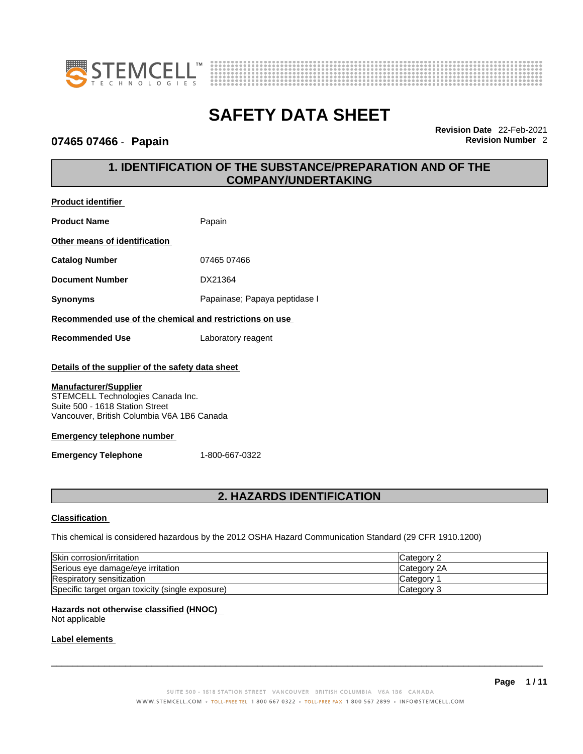# SAFETY DATA SHEET

**07465 07466 - Papain**

**Revision Date** 22-Feb-2021
**Revision Number** 2

## 1. IDENTIFICATION OF THE SUBSTANCE/PREPARATION AND OF THE COMPANY/UNDERTAKING

**Product identifier**

**Product Name** Papain

**Other means of identification**

**Catalog Number** 07465 07466

**Document Number** DX21364

**Synonyms** Papainase; Papaya peptidase I

**Recommended use of the chemical and restrictions on use**

**Recommended Use** Laboratory reagent

**Details of the supplier of the safety data sheet**

**Manufacturer/Supplier**
STEMCELL Technologies Canada Inc.
Suite 500 - 1618 Station Street
Vancouver, British Columbia V6A 1B6 Canada

**Emergency telephone number**

**Emergency Telephone** 1-800-667-0322

## 2. HAZARDS IDENTIFICATION

**Classification**

This chemical is considered hazardous by the 2012 OSHA Hazard Communication Standard (29 CFR 1910.1200)

| | |
|---|---|
| Skin corrosion/irritation | Category 2 |
| Serious eye damage/eye irritation | Category 2A |
| Respiratory sensitization | Category 1 |
| Specific target organ toxicity (single exposure) | Category 3 |

**Hazards not otherwise classified (HNOC)**
Not applicable

**Label elements**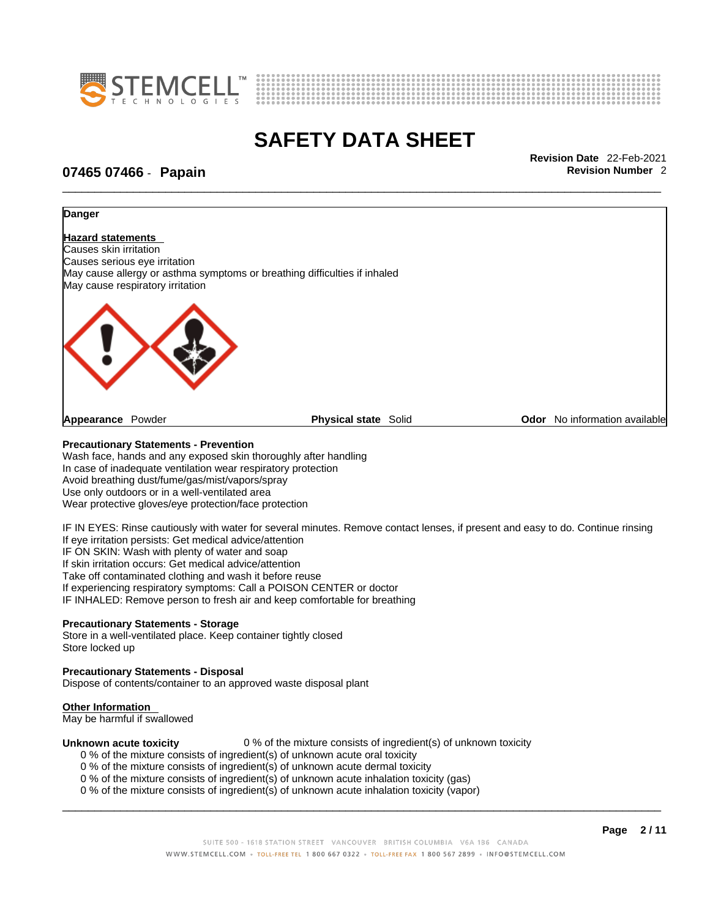**Danger**

**Hazard statements**

Causes skin irritation
Causes serious eye irritation
May cause allergy or asthma symptoms or breathing difficulties if inhaled
May cause respiratory irritation

**Appearance** Powder **Physical state** Solid **Odor** No information available

**Precautionary Statements - Prevention**

Wash face, hands and any exposed skin thoroughly after handling
In case of inadequate ventilation wear respiratory protection
Avoid breathing dust/fume/gas/mist/vapors/spray
Use only outdoors or in a well-ventilated area
Wear protective gloves/eye protection/face protection

IF IN EYES: Rinse cautiously with water for several minutes. Remove contact lenses, if present and easy to do. Continue rinsing
If eye irritation persists: Get medical advice/attention
IF ON SKIN: Wash with plenty of water and soap
If skin irritation occurs: Get medical advice/attention
Take off contaminated clothing and wash it before reuse
If experiencing respiratory symptoms: Call a POISON CENTER or doctor
IF INHALED: Remove person to fresh air and keep comfortable for breathing

**Precautionary Statements - Storage**

Store in a well-ventilated place. Keep container tightly closed
Store locked up

**Precautionary Statements - Disposal**

Dispose of contents/container to an approved waste disposal plant

**Other Information**

May be harmful if swallowed

**Unknown acute toxicity** 0 % of the mixture consists of ingredient(s) of unknown toxicity

0 % of the mixture consists of ingredient(s) of unknown acute oral toxicity
0 % of the mixture consists of ingredient(s) of unknown acute dermal toxicity
0 % of the mixture consists of ingredient(s) of unknown acute inhalation toxicity (gas)
0 % of the mixture consists of ingredient(s) of unknown acute inhalation toxicity (vapor)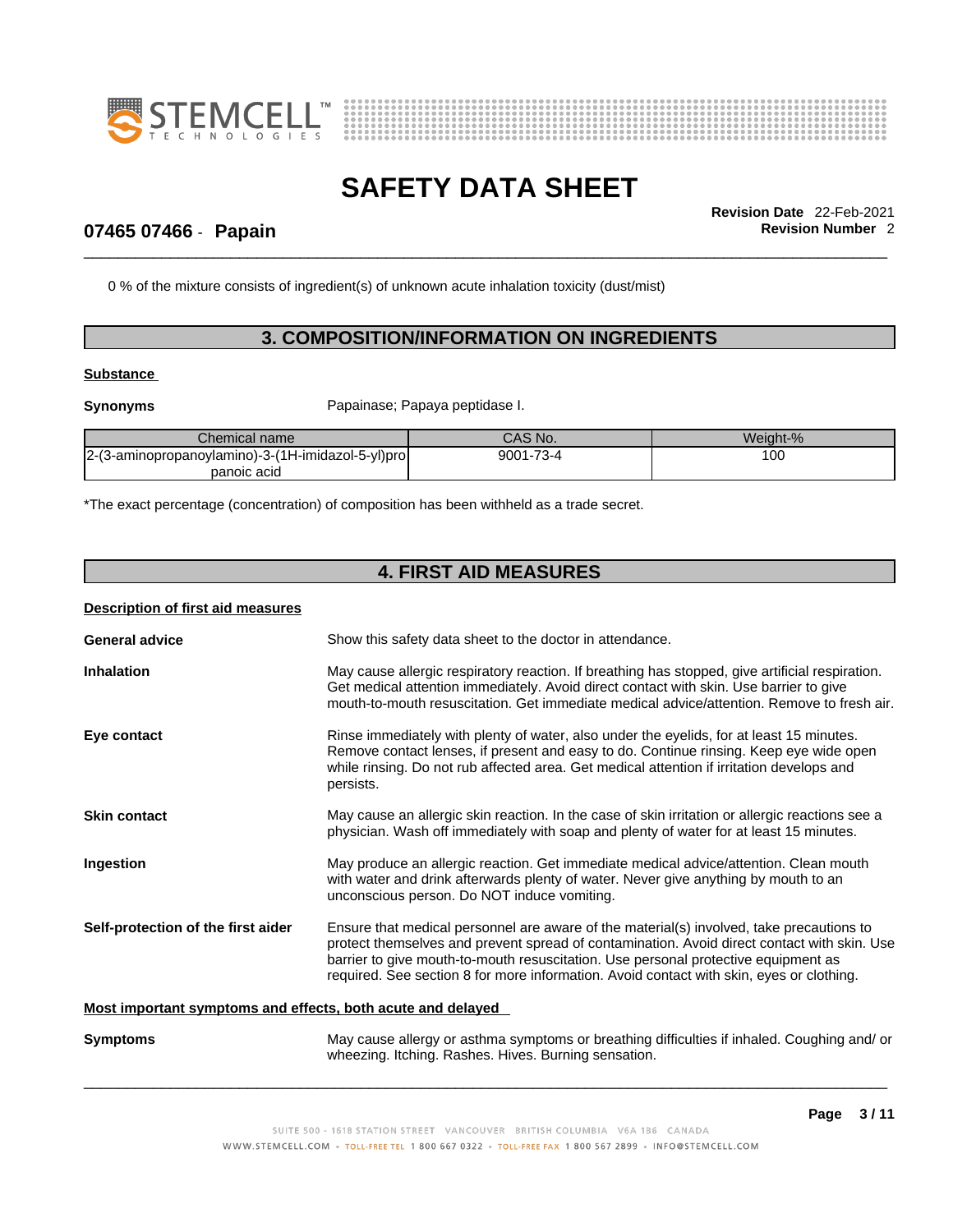0 % of the mixture consists of ingredient(s) of unknown acute inhalation toxicity (dust/mist)

## 3. COMPOSITION/INFORMATION ON INGREDIENTS

**Substance**

**Synonyms** Papainase; Papaya peptidase I.

| Chemical name | CAS No. | Weight-% |
|---|---|---|
| 2-(3-aminopropanoylamino)-3-(1H-imidazol-5-yl)propanoic acid | 9001-73-4 | 100 |

*The exact percentage (concentration) of composition has been withheld as a trade secret.

## 4. FIRST AID MEASURES

**Description of first aid measures**

**General advice** Show this safety data sheet to the doctor in attendance.

**Inhalation** May cause allergic respiratory reaction. If breathing has stopped, give artificial respiration. Get medical attention immediately. Avoid direct contact with skin. Use barrier to give mouth-to-mouth resuscitation. Get immediate medical advice/attention. Remove to fresh air.

**Eye contact** Rinse immediately with plenty of water, also under the eyelids, for at least 15 minutes. Remove contact lenses, if present and easy to do. Continue rinsing. Keep eye wide open while rinsing. Do not rub affected area. Get medical attention if irritation develops and persists.

**Skin contact** May cause an allergic skin reaction. In the case of skin irritation or allergic reactions see a physician. Wash off immediately with soap and plenty of water for at least 15 minutes.

**Ingestion** May produce an allergic reaction. Get immediate medical advice/attention. Clean mouth with water and drink afterwards plenty of water. Never give anything by mouth to an unconscious person. Do NOT induce vomiting.

**Self-protection of the first aider** Ensure that medical personnel are aware of the material(s) involved, take precautions to protect themselves and prevent spread of contamination. Avoid direct contact with skin. Use barrier to give mouth-to-mouth resuscitation. Use personal protective equipment as required. See section 8 for more information. Avoid contact with skin, eyes or clothing.

**Most important symptoms and effects, both acute and delayed**

**Symptoms** May cause allergy or asthma symptoms or breathing difficulties if inhaled. Coughing and/ or wheezing. Itching. Rashes. Hives. Burning sensation.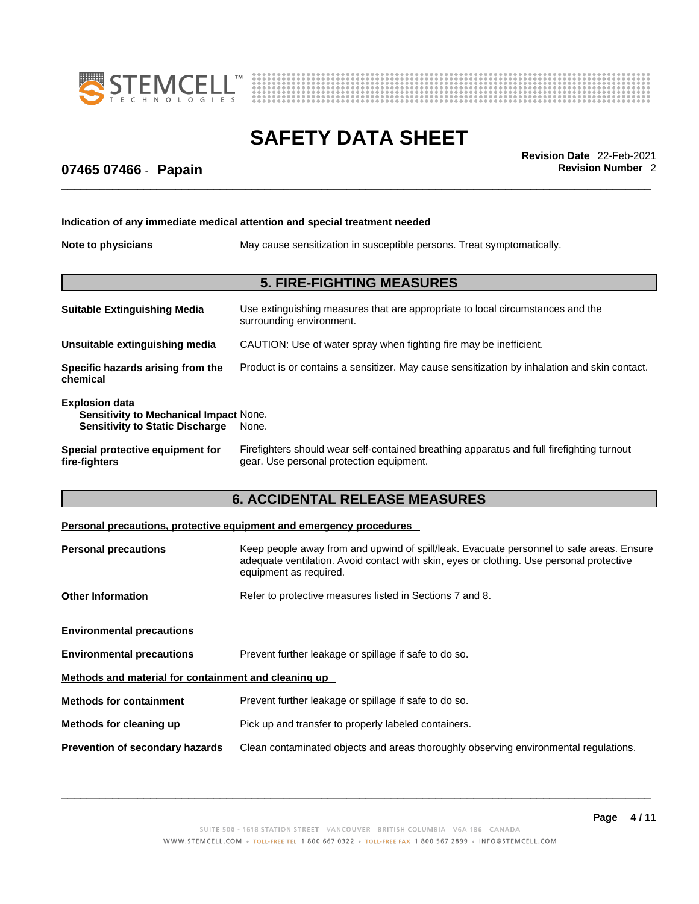**Indication of any immediate medical attention and special treatment needed**

| | |
|---|---|
| **Note to physicians** | May cause sensitization in susceptible persons. Treat symptomatically. |

## 5. FIRE-FIGHTING MEASURES

| | |
|---|---|
| **Suitable Extinguishing Media** | Use extinguishing measures that are appropriate to local circumstances and the surrounding environment. |
| **Unsuitable extinguishing media** | CAUTION: Use of water spray when fighting fire may be inefficient. |
| **Specific hazards arising from the chemical** | Product is or contains a sensitizer. May cause sensitization by inhalation and skin contact. |

**Explosion data**

| | |
|---|---|
| **Sensitivity to Mechanical Impact** | None. |
| **Sensitivity to Static Discharge** | None. |

| | |
|---|---|
| **Special protective equipment for fire-fighters** | Firefighters should wear self-contained breathing apparatus and full firefighting turnout gear. Use personal protection equipment. |

## 6. ACCIDENTAL RELEASE MEASURES

**Personal precautions, protective equipment and emergency procedures**

| | |
|---|---|
| **Personal precautions** | Keep people away from and upwind of spill/leak. Evacuate personnel to safe areas. Ensure adequate ventilation. Avoid contact with skin, eyes or clothing. Use personal protective equipment as required. |
| **Other Information** | Refer to protective measures listed in Sections 7 and 8. |

**Environmental precautions**

| | |
|---|---|
| **Environmental precautions** | Prevent further leakage or spillage if safe to do so. |

**Methods and material for containment and cleaning up**

| | |
|---|---|
| **Methods for containment** | Prevent further leakage or spillage if safe to do so. |
| **Methods for cleaning up** | Pick up and transfer to properly labeled containers. |
| **Prevention of secondary hazards** | Clean contaminated objects and areas thoroughly observing environmental regulations. |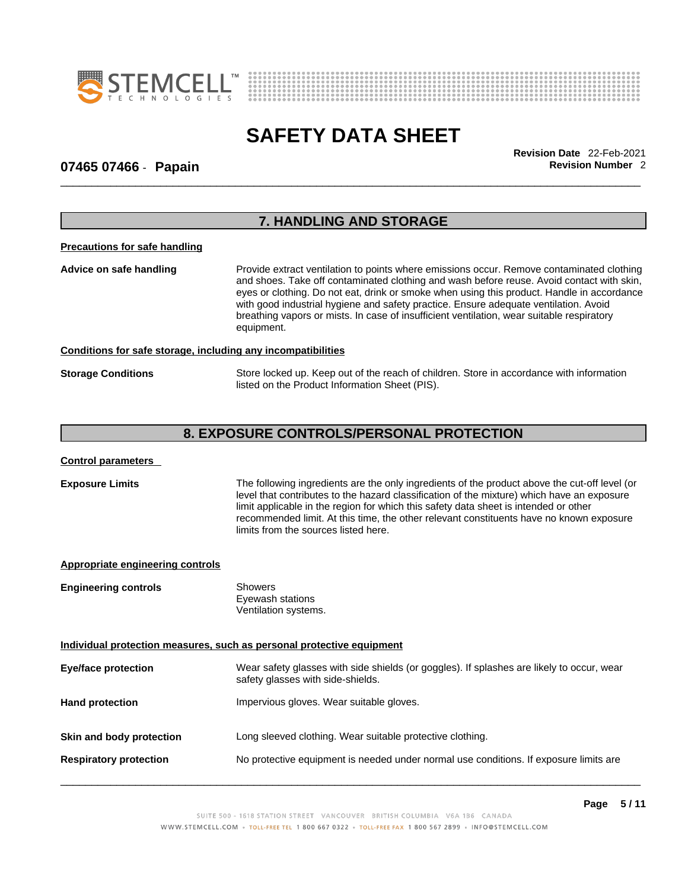## 7. HANDLING AND STORAGE

**Precautions for safe handling**

| | |
|---|---|
| **Advice on safe handling** | Provide extract ventilation to points where emissions occur. Remove contaminated clothing and shoes. Take off contaminated clothing and wash before reuse. Avoid contact with skin, eyes or clothing. Do not eat, drink or smoke when using this product. Handle in accordance with good industrial hygiene and safety practice. Ensure adequate ventilation. Avoid breathing vapors or mists. In case of insufficient ventilation, wear suitable respiratory equipment. |

**Conditions for safe storage, including any incompatibilities**

| | |
|---|---|
| **Storage Conditions** | Store locked up. Keep out of the reach of children. Store in accordance with information listed on the Product Information Sheet (PIS). |

## 8. EXPOSURE CONTROLS/PERSONAL PROTECTION

**Control parameters**

| | |
|---|---|
| **Exposure Limits** | The following ingredients are the only ingredients of the product above the cut-off level (or level that contributes to the hazard classification of the mixture) which have an exposure limit applicable in the region for which this safety data sheet is intended or other recommended limit. At this time, the other relevant constituents have no known exposure limits from the sources listed here. |

**Appropriate engineering controls**

| | |
|---|---|
| **Engineering controls** | Showers<br>Eyewash stations<br>Ventilation systems. |

**Individual protection measures, such as personal protective equipment**

| | |
|---|---|
| **Eye/face protection** | Wear safety glasses with side shields (or goggles). If splashes are likely to occur, wear safety glasses with side-shields. |
| **Hand protection** | Impervious gloves. Wear suitable gloves. |
| **Skin and body protection** | Long sleeved clothing. Wear suitable protective clothing. |
| **Respiratory protection** | No protective equipment is needed under normal use conditions. If exposure limits are |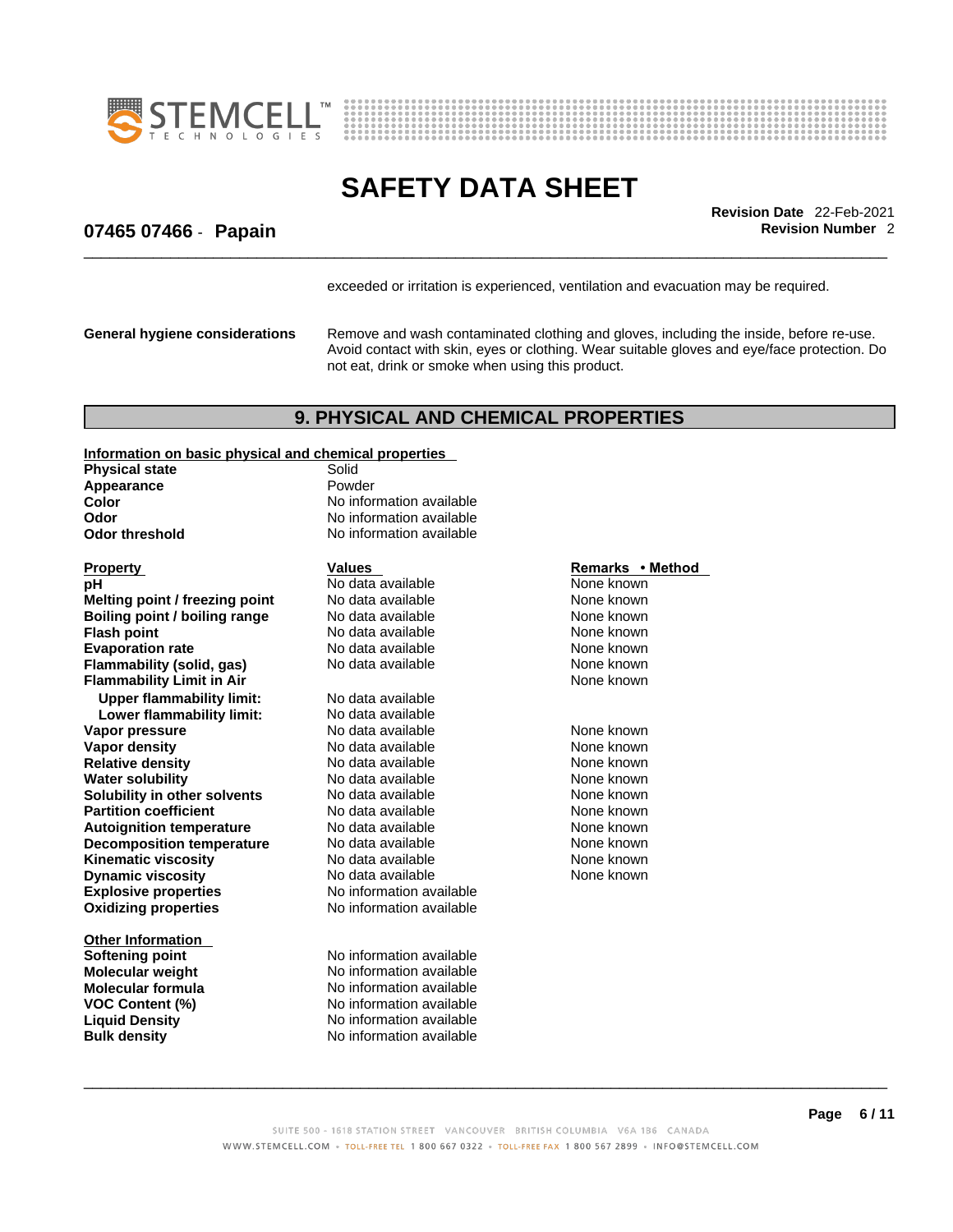exceeded or irritation is experienced, ventilation and evacuation may be required.

**General hygiene considerations** Remove and wash contaminated clothing and gloves, including the inside, before re-use. Avoid contact with skin, eyes or clothing. Wear suitable gloves and eye/face protection. Do not eat, drink or smoke when using this product.

## 9. PHYSICAL AND CHEMICAL PROPERTIES

**Information on basic physical and chemical properties**

| | |
|---|---|
| **Physical state** | Solid |
| **Appearance** | Powder |
| **Color** | No information available |
| **Odor** | No information available |
| **Odor threshold** | No information available |

| Property | Values | Remarks • Method |
|---|---|---|
| **pH** | No data available | None known |
| **Melting point / freezing point** | No data available | None known |
| **Boiling point / boiling range** | No data available | None known |
| **Flash point** | No data available | None known |
| **Evaporation rate** | No data available | None known |
| **Flammability (solid, gas)** | No data available | None known |
| **Flammability Limit in Air** | | None known |
| **Upper flammability limit:** | No data available | |
| **Lower flammability limit:** | No data available | |
| **Vapor pressure** | No data available | None known |
| **Vapor density** | No data available | None known |
| **Relative density** | No data available | None known |
| **Water solubility** | No data available | None known |
| **Solubility in other solvents** | No data available | None known |
| **Partition coefficient** | No data available | None known |
| **Autoignition temperature** | No data available | None known |
| **Decomposition temperature** | No data available | None known |
| **Kinematic viscosity** | No data available | None known |
| **Dynamic viscosity** | No data available | None known |
| **Explosive properties** | No information available | |
| **Oxidizing properties** | No information available | |

**Other Information**

| | |
|---|---|
| **Softening point** | No information available |
| **Molecular weight** | No information available |
| **Molecular formula** | No information available |
| **VOC Content (%)** | No information available |
| **Liquid Density** | No information available |
| **Bulk density** | No information available |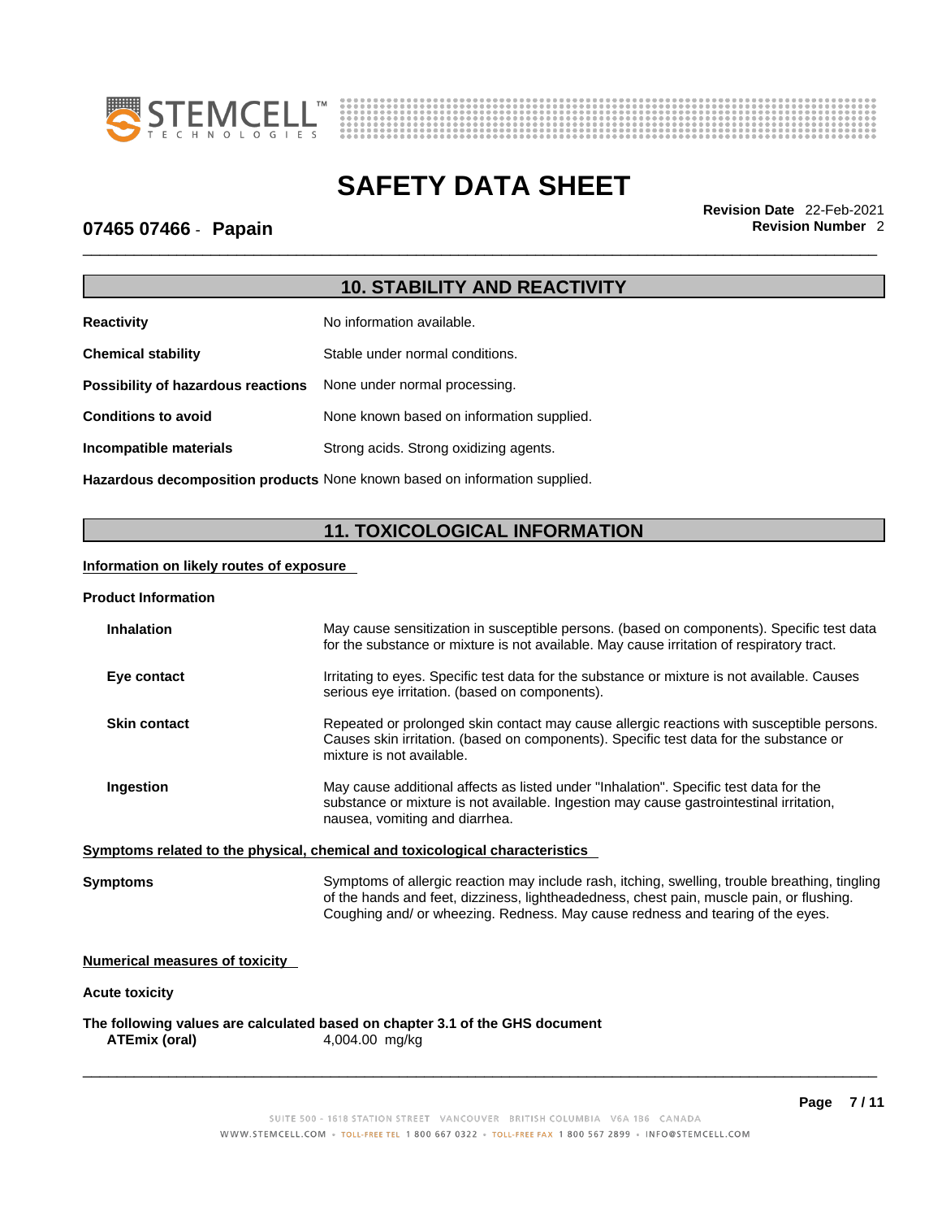## 10. STABILITY AND REACTIVITY

**Reactivity** No information available.

**Chemical stability** Stable under normal conditions.

**Possibility of hazardous reactions** None under normal processing.

**Conditions to avoid** None known based on information supplied.

**Incompatible materials** Strong acids. Strong oxidizing agents.

**Hazardous decomposition products** None known based on information supplied.

## 11. TOXICOLOGICAL INFORMATION

**Information on likely routes of exposure**

**Product Information**

**Inhalation** May cause sensitization in susceptible persons. (based on components). Specific test data for the substance or mixture is not available. May cause irritation of respiratory tract.

**Eye contact** Irritating to eyes. Specific test data for the substance or mixture is not available. Causes serious eye irritation. (based on components).

**Skin contact** Repeated or prolonged skin contact may cause allergic reactions with susceptible persons. Causes skin irritation. (based on components). Specific test data for the substance or mixture is not available.

**Ingestion** May cause additional affects as listed under "Inhalation". Specific test data for the substance or mixture is not available. Ingestion may cause gastrointestinal irritation, nausea, vomiting and diarrhea.

**Symptoms related to the physical, chemical and toxicological characteristics**

**Symptoms** Symptoms of allergic reaction may include rash, itching, swelling, trouble breathing, tingling of the hands and feet, dizziness, lightheadedness, chest pain, muscle pain, or flushing. Coughing and/ or wheezing. Redness. May cause redness and tearing of the eyes.

**Numerical measures of toxicity**

**Acute toxicity**

**The following values are calculated based on chapter 3.1 of the GHS document**

**ATEmix (oral)** 4,004.00 mg/kg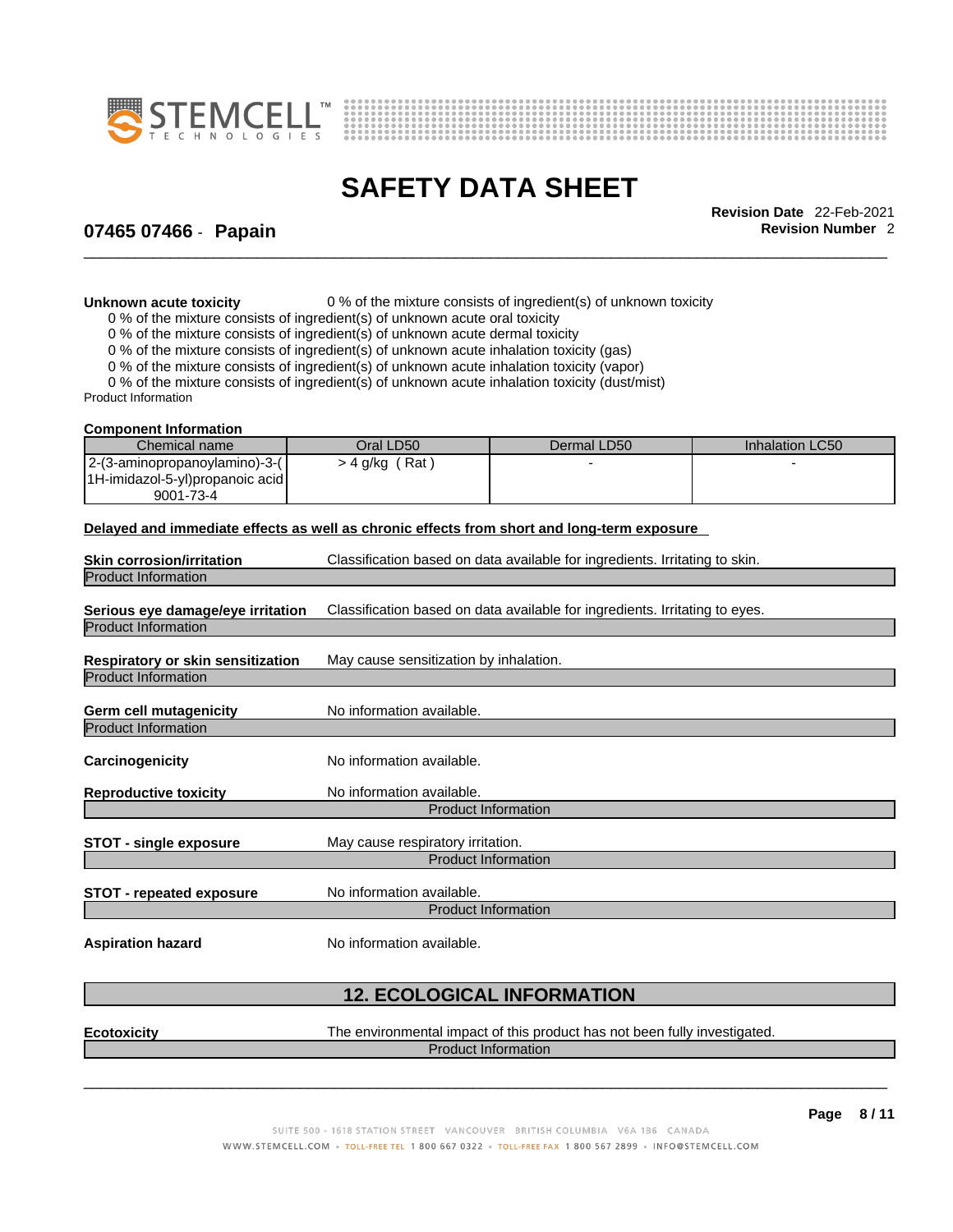**Unknown acute toxicity** 0 % of the mixture consists of ingredient(s) of unknown toxicity

0 % of the mixture consists of ingredient(s) of unknown acute oral toxicity
0 % of the mixture consists of ingredient(s) of unknown acute dermal toxicity
0 % of the mixture consists of ingredient(s) of unknown acute inhalation toxicity (gas)
0 % of the mixture consists of ingredient(s) of unknown acute inhalation toxicity (vapor)
0 % of the mixture consists of ingredient(s) of unknown acute inhalation toxicity (dust/mist)

Product Information

**Component Information**

| Chemical name | Oral LD50 | Dermal LD50 | Inhalation LC50 |
|---|---|---|---|
| 2-(3-aminopropanoylamino)-3-(1H-imidazol-5-yl)propanoic acid 9001-73-4 | > 4 g/kg ( Rat ) | - | - |

**Delayed and immediate effects as well as chronic effects from short and long-term exposure**

**Skin corrosion/irritation** Classification based on data available for ingredients. Irritating to skin.

Product Information

**Serious eye damage/eye irritation** Classification based on data available for ingredients. Irritating to eyes.

Product Information

**Respiratory or skin sensitization** May cause sensitization by inhalation.

Product Information

**Germ cell mutagenicity** No information available.

Product Information

**Carcinogenicity** No information available.

**Reproductive toxicity** No information available.

Product Information

**STOT - single exposure** May cause respiratory irritation.

Product Information

**STOT - repeated exposure** No information available.

Product Information

**Aspiration hazard** No information available.

## 12. ECOLOGICAL INFORMATION

**Ecotoxicity** The environmental impact of this product has not been fully investigated.

Product Information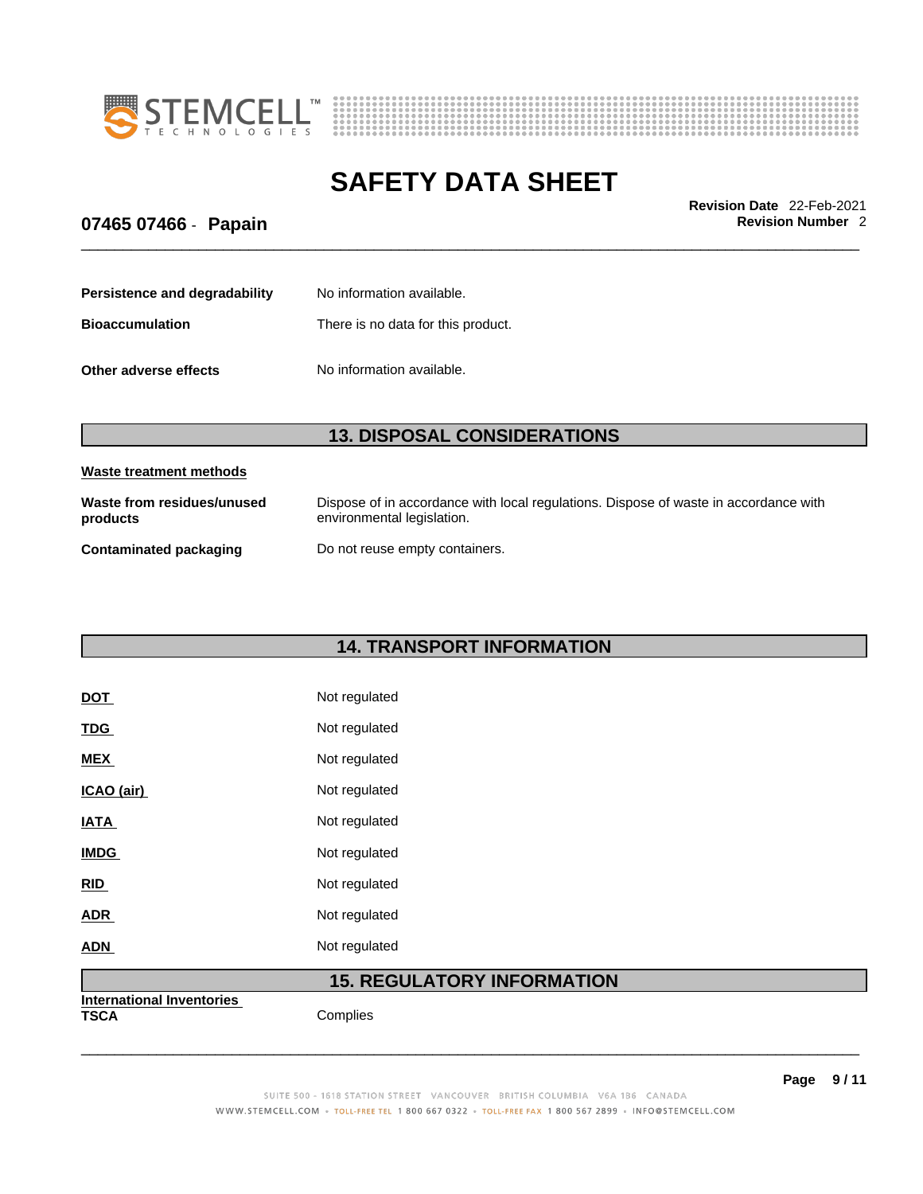**Persistence and degradability** No information available.

**Bioaccumulation** There is no data for this product.

**Other adverse effects** No information available.

## 13. DISPOSAL CONSIDERATIONS

**Waste treatment methods**

| | |
|---|---|
| **Waste from residues/unused products** | Dispose of in accordance with local regulations. Dispose of waste in accordance with environmental legislation. |
| **Contaminated packaging** | Do not reuse empty containers. |

## 14. TRANSPORT INFORMATION

| | |
|---|---|
| **DOT** | Not regulated |
| **TDG** | Not regulated |
| **MEX** | Not regulated |
| **ICAO (air)** | Not regulated |
| **IATA** | Not regulated |
| **IMDG** | Not regulated |
| **RID** | Not regulated |
| **ADR** | Not regulated |
| **ADN** | Not regulated |

## 15. REGULATORY INFORMATION

**International Inventories**

**TSCA** Complies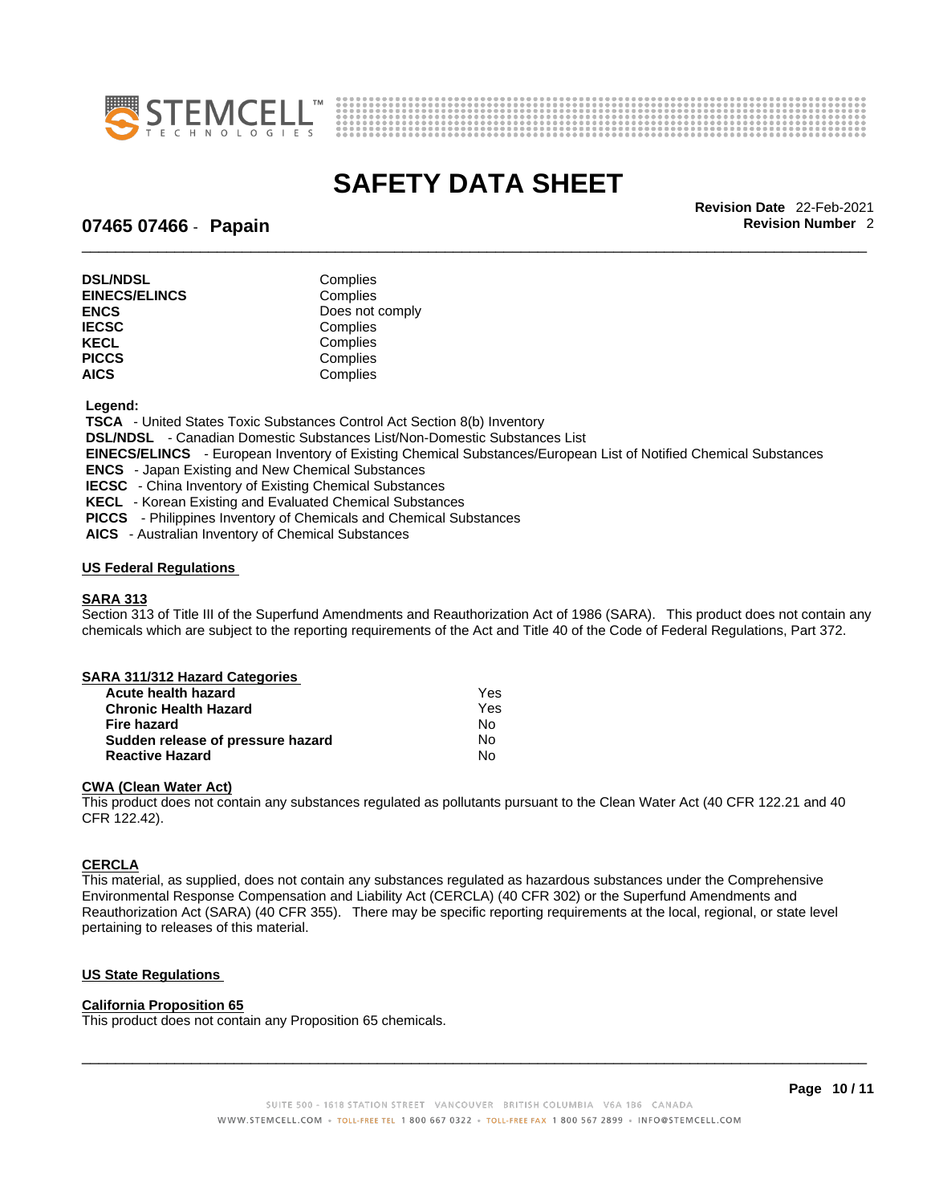| | |
|---|---|
| **DSL/NDSL** | Complies |
| **EINECS/ELINCS** | Complies |
| **ENCS** | Does not comply |
| **IECSC** | Complies |
| **KECL** | Complies |
| **PICCS** | Complies |
| **AICS** | Complies |

**Legend:**

**TSCA** - United States Toxic Substances Control Act Section 8(b) Inventory
**DSL/NDSL** - Canadian Domestic Substances List/Non-Domestic Substances List
**EINECS/ELINCS** - European Inventory of Existing Chemical Substances/European List of Notified Chemical Substances
**ENCS** - Japan Existing and New Chemical Substances
**IECSC** - China Inventory of Existing Chemical Substances
**KECL** - Korean Existing and Evaluated Chemical Substances
**PICCS** - Philippines Inventory of Chemicals and Chemical Substances
**AICS** - Australian Inventory of Chemical Substances

## US Federal Regulations

### SARA 313

Section 313 of Title III of the Superfund Amendments and Reauthorization Act of 1986 (SARA). This product does not contain any chemicals which are subject to the reporting requirements of the Act and Title 40 of the Code of Federal Regulations, Part 372.

### SARA 311/312 Hazard Categories

| | |
|---|---|
| **Acute health hazard** | Yes |
| **Chronic Health Hazard** | Yes |
| **Fire hazard** | No |
| **Sudden release of pressure hazard** | No |
| **Reactive Hazard** | No |

### CWA (Clean Water Act)

This product does not contain any substances regulated as pollutants pursuant to the Clean Water Act (40 CFR 122.21 and 40 CFR 122.42).

### CERCLA

This material, as supplied, does not contain any substances regulated as hazardous substances under the Comprehensive Environmental Response Compensation and Liability Act (CERCLA) (40 CFR 302) or the Superfund Amendments and Reauthorization Act (SARA) (40 CFR 355). There may be specific reporting requirements at the local, regional, or state level pertaining to releases of this material.

## US State Regulations

### California Proposition 65

This product does not contain any Proposition 65 chemicals.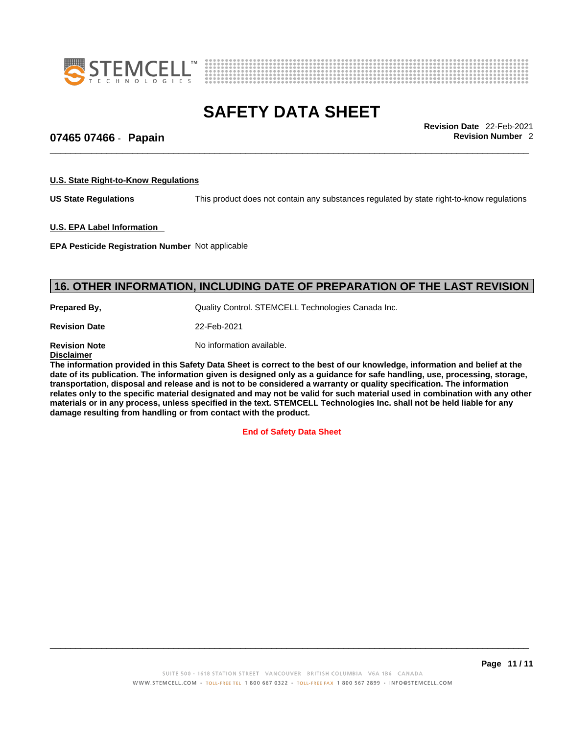**U.S. State Right-to-Know Regulations**

**US State Regulations** This product does not contain any substances regulated by state right-to-know regulations

**U.S. EPA Label Information**

**EPA Pesticide Registration Number** Not applicable

## 16. OTHER INFORMATION, INCLUDING DATE OF PREPARATION OF THE LAST REVISION

**Prepared By,** Quality Control. STEMCELL Technologies Canada Inc.

**Revision Date** 22-Feb-2021

**Revision Note** No information available.

**Disclaimer**

**The information provided in this Safety Data Sheet is correct to the best of our knowledge, information and belief at the date of its publication. The information given is designed only as a guidance for safe handling, use, processing, storage, transportation, disposal and release and is not to be considered a warranty or quality specification. The information relates only to the specific material designated and may not be valid for such material used in combination with any other materials or in any process, unless specified in the text. STEMCELL Technologies Inc. shall not be held liable for any damage resulting from handling or from contact with the product.**

**End of Safety Data Sheet**